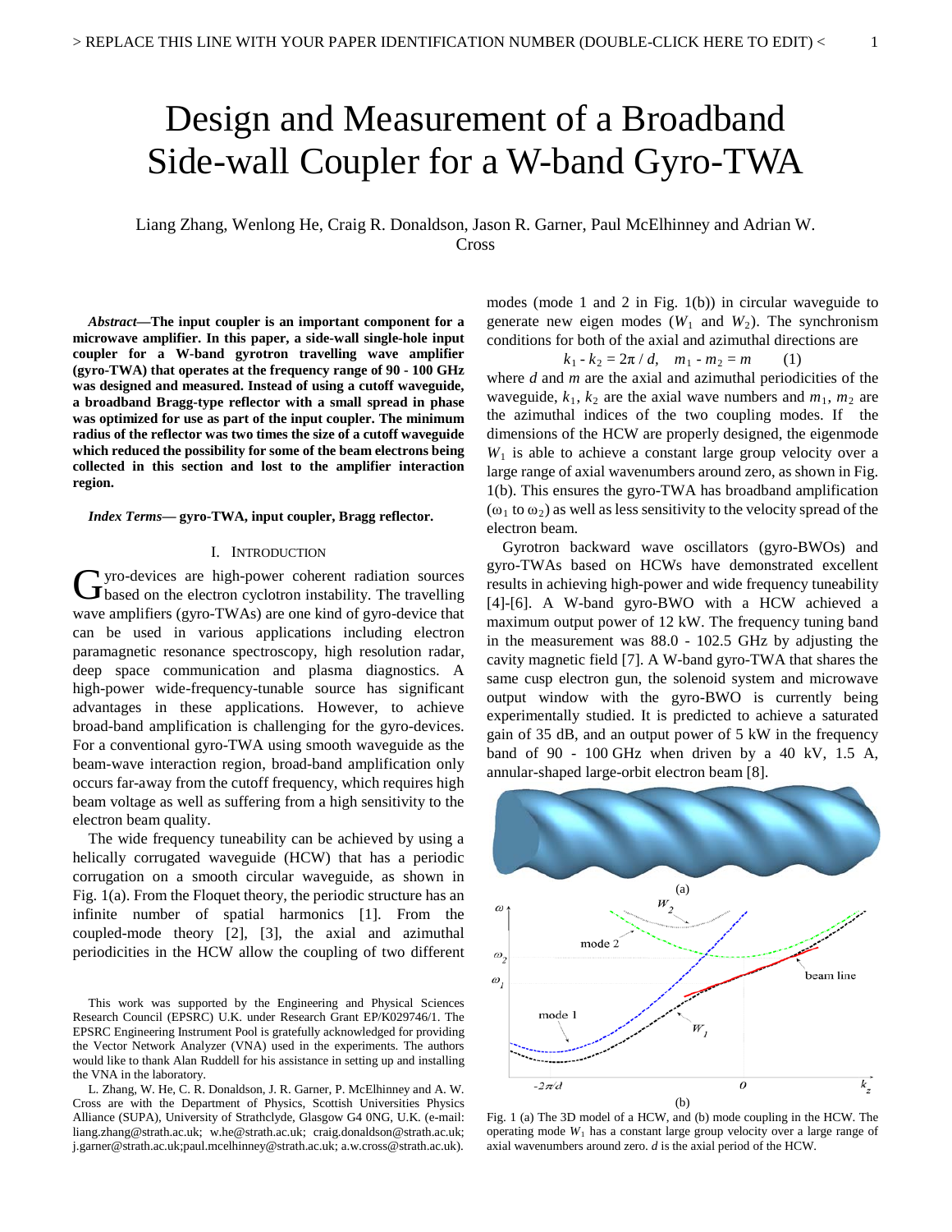# Design and Measurement of a Broadband Side-wall Coupler for a W-band Gyro-TWA

Liang Zhang, Wenlong He, Craig R. Donaldson, Jason R. Garner, Paul McElhinney and Adrian W. Cross

***Abstract*—The input coupler is an important component for a microwave amplifier. In this paper, a side-wall single-hole input coupler for a W-band gyrotron travelling wave amplifier (gyro-TWA) that operates at the frequency range of 90 - 100 GHz was designed and measured. Instead of using a cutoff waveguide, a broadband Bragg-type reflector with a small spread in phase was optimized for use as part of the input coupler. The minimum radius of the reflector was two times the size of a cutoff waveguide which reduced the possibility for some of the beam electrons being collected in this section and lost to the amplifier interaction region.**

***Index Terms*— gyro-TWA, input coupler, Bragg reflector.**

## I. Introduction

Gyro-devices are high-power coherent radiation sources based on the electron cyclotron instability. The travelling wave amplifiers (gyro-TWAs) are one kind of gyro-device that can be used in various applications including electron paramagnetic resonance spectroscopy, high resolution radar, deep space communication and plasma diagnostics. A high-power wide-frequency-tunable source has significant advantages in these applications. However, to achieve broad-band amplification is challenging for the gyro-devices. For a conventional gyro-TWA using smooth waveguide as the beam-wave interaction region, broad-band amplification only occurs far-away from the cutoff frequency, which requires high beam voltage as well as suffering from a high sensitivity to the electron beam quality.

The wide frequency tuneability can be achieved by using a helically corrugated waveguide (HCW) that has a periodic corrugation on a smooth circular waveguide, as shown in Fig. 1(a). From the Floquet theory, the periodic structure has an infinite number of spatial harmonics [1]. From the coupled-mode theory [2], [3], the axial and azimuthal periodicities in the HCW allow the coupling of two different modes (mode 1 and 2 in Fig. 1(b)) in circular waveguide to generate new eigen modes ($W_1$ and $W_2$). The synchronism conditions for both of the axial and azimuthal directions are

$$k_1 - k_2 = 2\pi / d, \quad m_1 - m_2 = m \qquad (1)$$

where $d$ and $m$ are the axial and azimuthal periodicities of the waveguide, $k_1$, $k_2$ are the axial wave numbers and $m_1$, $m_2$ are the azimuthal indices of the two coupling modes. If the dimensions of the HCW are properly designed, the eigenmode $W_1$ is able to achieve a constant large group velocity over a large range of axial wavenumbers around zero, as shown in Fig. 1(b). This ensures the gyro-TWA has broadband amplification ($\omega_1$ to $\omega_2$) as well as less sensitivity to the velocity spread of the electron beam.

Gyrotron backward wave oscillators (gyro-BWOs) and gyro-TWAs based on HCWs have demonstrated excellent results in achieving high-power and wide frequency tuneability [4]-[6]. A W-band gyro-BWO with a HCW achieved a maximum output power of 12 kW. The frequency tuning band in the measurement was 88.0 - 102.5 GHz by adjusting the cavity magnetic field [7]. A W-band gyro-TWA that shares the same cusp electron gun, the solenoid system and microwave output window with the gyro-BWO is currently being experimentally studied. It is predicted to achieve a saturated gain of 35 dB, and an output power of 5 kW in the frequency band of 90 - 100 GHz when driven by a 40 kV, 1.5 A, annular-shaped large-orbit electron beam [8].

Fig. 1 (a) The 3D model of a HCW, and (b) mode coupling in the HCW. The operating mode $W_1$ has a constant large group velocity over a large range of axial wavenumbers around zero. $d$ is the axial period of the HCW.

This work was supported by the Engineering and Physical Sciences Research Council (EPSRC) U.K. under Research Grant EP/K029746/1. The EPSRC Engineering Instrument Pool is gratefully acknowledged for providing the Vector Network Analyzer (VNA) used in the experiments. The authors would like to thank Alan Ruddell for his assistance in setting up and installing the VNA in the laboratory.

L. Zhang, W. He, C. R. Donaldson, J. R. Garner, P. McElhinney and A. W. Cross are with the Department of Physics, Scottish Universities Physics Alliance (SUPA), University of Strathclyde, Glasgow G4 0NG, U.K. (e-mail: liang.zhang@strath.ac.uk; w.he@strath.ac.uk; craig.donaldson@strath.ac.uk; j.garner@strath.ac.uk;paul.mcelhinney@strath.ac.uk; a.w.cross@strath.ac.uk).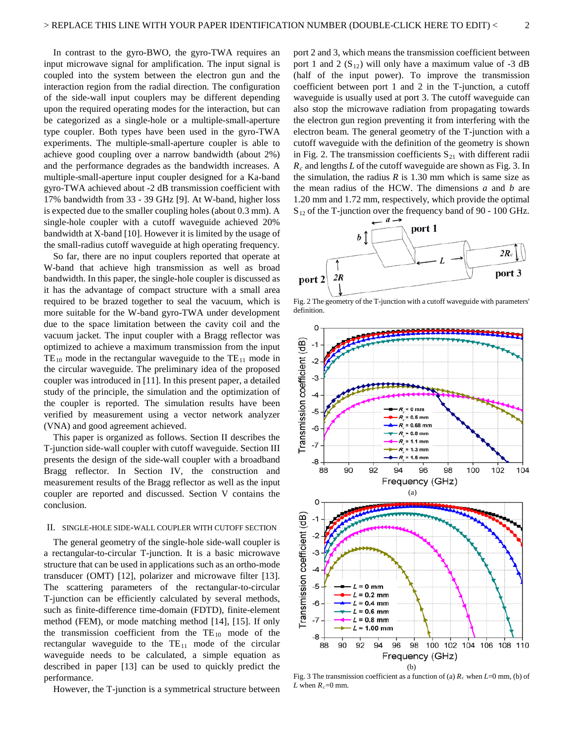In contrast to the gyro-BWO, the gyro-TWA requires an input microwave signal for amplification. The input signal is coupled into the system between the electron gun and the interaction region from the radial direction. The configuration of the side-wall input couplers may be different depending upon the required operating modes for the interaction, but can be categorized as a single-hole or a multiple-small-aperture type coupler. Both types have been used in the gyro-TWA experiments. The multiple-small-aperture coupler is able to achieve good coupling over a narrow bandwidth (about 2%) and the performance degrades as the bandwidth increases. A multiple-small-aperture input coupler designed for a Ka-band gyro-TWA achieved about -2 dB transmission coefficient with 17% bandwidth from 33 - 39 GHz [9]. At W-band, higher loss is expected due to the smaller coupling holes (about 0.3 mm). A single-hole coupler with a cutoff waveguide achieved 20% bandwidth at X-band [10]. However it is limited by the usage of the small-radius cutoff waveguide at high operating frequency.

So far, there are no input couplers reported that operate at W-band that achieve high transmission as well as broad bandwidth. In this paper, the single-hole coupler is discussed as it has the advantage of compact structure with a small area required to be brazed together to seal the vacuum, which is more suitable for the W-band gyro-TWA under development due to the space limitation between the cavity coil and the vacuum jacket. The input coupler with a Bragg reflector was optimized to achieve a maximum transmission from the input $TE_{10}$ mode in the rectangular waveguide to the $TE_{11}$ mode in the circular waveguide. The preliminary idea of the proposed coupler was introduced in [11]. In this present paper, a detailed study of the principle, the simulation and the optimization of the coupler is reported. The simulation results have been verified by measurement using a vector network analyzer (VNA) and good agreement achieved.

This paper is organized as follows. Section II describes the T-junction side-wall coupler with cutoff waveguide. Section III presents the design of the side-wall coupler with a broadband Bragg reflector. In Section IV, the construction and measurement results of the Bragg reflector as well as the input coupler are reported and discussed. Section V contains the conclusion.

## II. Single-Hole Side-Wall Coupler with Cutoff Section

The general geometry of the single-hole side-wall coupler is a rectangular-to-circular T-junction. It is a basic microwave structure that can be used in applications such as an ortho-mode transducer (OMT) [12], polarizer and microwave filter [13]. The scattering parameters of the rectangular-to-circular T-junction can be efficiently calculated by several methods, such as finite-difference time-domain (FDTD), finite-element method (FEM), or mode matching method [14], [15]. If only the transmission coefficient from the $TE_{10}$ mode of the rectangular waveguide to the $TE_{11}$ mode of the circular waveguide needs to be calculated, a simple equation as described in paper [13] can be used to quickly predict the performance.

However, the T-junction is a symmetrical structure between port 2 and 3, which means the transmission coefficient between port 1 and 2 ($S_{12}$) will only have a maximum value of -3 dB (half of the input power). To improve the transmission coefficient between port 1 and 2 in the T-junction, a cutoff waveguide is usually used at port 3. The cutoff waveguide can also stop the microwave radiation from propagating towards the electron gun region preventing it from interfering with the electron beam. The general geometry of the T-junction with a cutoff waveguide with the definition of the geometry is shown in Fig. 2. The transmission coefficients $S_{21}$ with different radii $R_c$ and lengths $L$ of the cutoff waveguide are shown as Fig. 3. In the simulation, the radius $R$ is 1.30 mm which is same size as the mean radius of the HCW. The dimensions $a$ and $b$ are 1.20 mm and 1.72 mm, respectively, which provide the optimal $S_{12}$ of the T-junction over the frequency band of 90 - 100 GHz.

Fig. 2 The geometry of the T-junction with a cutoff waveguide with parameters' definition.

Fig. 3 The transmission coefficient as a function of (a) $R_c$ when $L$=0 mm, (b) of $L$ when $R_c$=0 mm.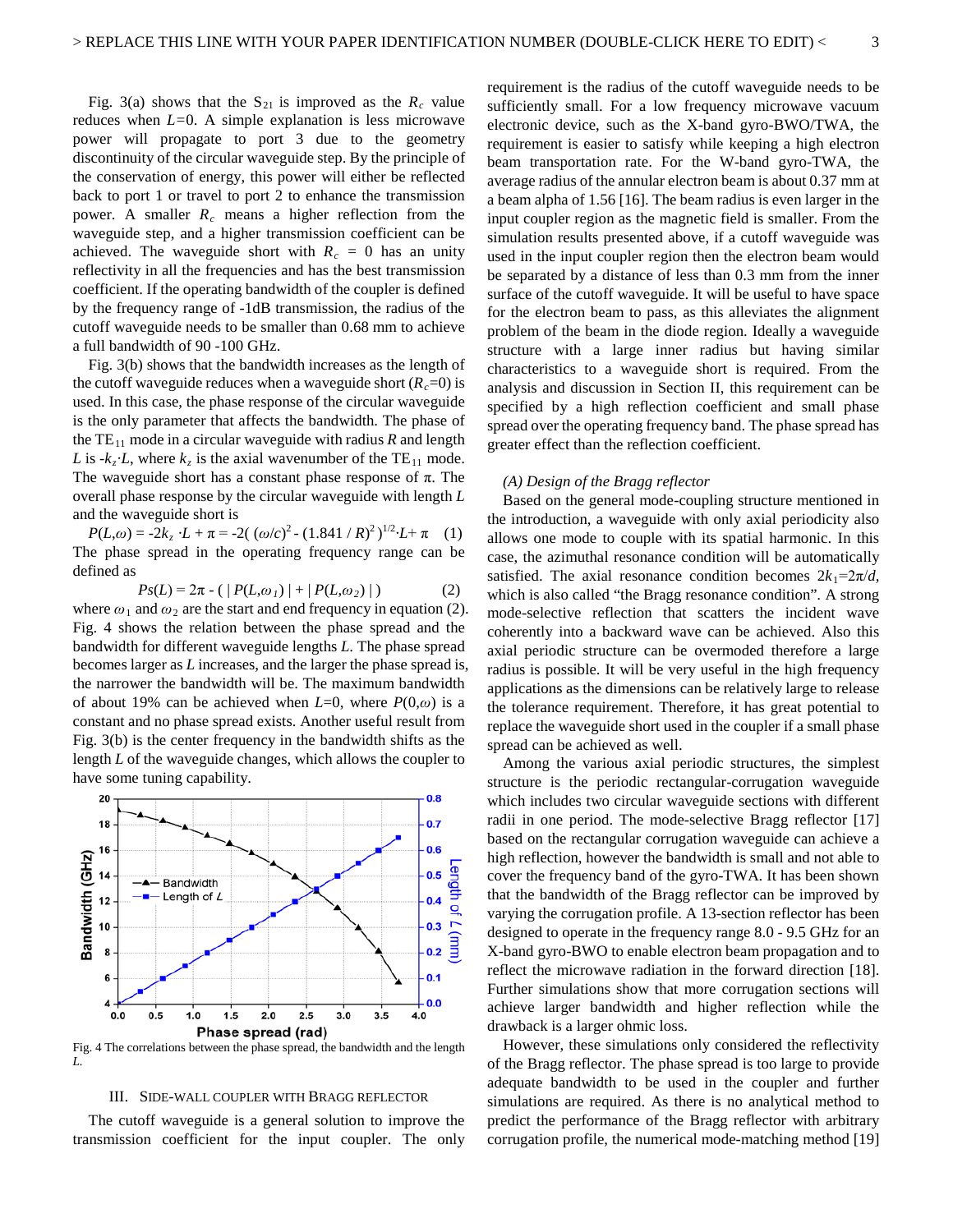Fig. 3(a) shows that the $S_{21}$ is improved as the $R_c$ value reduces when $L$=0. A simple explanation is less microwave power will propagate to port 3 due to the geometry discontinuity of the circular waveguide step. By the principle of the conservation of energy, this power will either be reflected back to port 1 or travel to port 2 to enhance the transmission power. A smaller $R_c$ means a higher reflection from the waveguide step, and a higher transmission coefficient can be achieved. The waveguide short with $R_c$ = 0 has an unity reflectivity in all the frequencies and has the best transmission coefficient. If the operating bandwidth of the coupler is defined by the frequency range of -1dB transmission, the radius of the cutoff waveguide needs to be smaller than 0.68 mm to achieve a full bandwidth of 90 -100 GHz.

Fig. 3(b) shows that the bandwidth increases as the length of the cutoff waveguide reduces when a waveguide short ($R_c$=0) is used. In this case, the phase response of the circular waveguide is the only parameter that affects the bandwidth. The phase of the $TE_{11}$ mode in a circular waveguide with radius $R$ and length $L$ is $-k_z \cdot L$, where $k_z$ is the axial wavenumber of the $TE_{11}$ mode. The waveguide short has a constant phase response of π. The overall phase response by the circular waveguide with length $L$ and the waveguide short is

$$P(L,\omega) = -2k_z \cdot L + \pi = -2( (\omega/c)^2 - (1.841 / R)^2 )^{1/2} \cdot L + \pi \quad (1)$$

The phase spread in the operating frequency range can be defined as

$$Ps(L) = 2\pi - ( | P(L,\omega_1) | + | P(L,\omega_2) | ) \quad (2)$$

where $\omega_1$ and $\omega_2$ are the start and end frequency in equation (2). Fig. 4 shows the relation between the phase spread and the bandwidth for different waveguide lengths $L$. The phase spread becomes larger as $L$ increases, and the larger the phase spread is, the narrower the bandwidth will be. The maximum bandwidth of about 19% can be achieved when $L$=0, where $P(0,\omega)$ is a constant and no phase spread exists. Another useful result from Fig. 3(b) is the center frequency in the bandwidth shifts as the length $L$ of the waveguide changes, which allows the coupler to have some tuning capability.

Fig. 4 The correlations between the phase spread, the bandwidth and the length $L$.

## III. Side-wall Coupler with Bragg Reflector

The cutoff waveguide is a general solution to improve the transmission coefficient for the input coupler. The only requirement is the radius of the cutoff waveguide needs to be sufficiently small. For a low frequency microwave vacuum electronic device, such as the X-band gyro-BWO/TWA, the requirement is easier to satisfy while keeping a high electron beam transportation rate. For the W-band gyro-TWA, the average radius of the annular electron beam is about 0.37 mm at a beam alpha of 1.56 [16]. The beam radius is even larger in the input coupler region as the magnetic field is smaller. From the simulation results presented above, if a cutoff waveguide was used in the input coupler region then the electron beam would be separated by a distance of less than 0.3 mm from the inner surface of the cutoff waveguide. It will be useful to have space for the electron beam to pass, as this alleviates the alignment problem of the beam in the diode region. Ideally a waveguide structure with a large inner radius but having similar characteristics to a waveguide short is required. From the analysis and discussion in Section II, this requirement can be specified by a high reflection coefficient and small phase spread over the operating frequency band. The phase spread has greater effect than the reflection coefficient.

### *(A) Design of the Bragg reflector*

Based on the general mode-coupling structure mentioned in the introduction, a waveguide with only axial periodicity also allows one mode to couple with its spatial harmonic. In this case, the azimuthal resonance condition will be automatically satisfied. The axial resonance condition becomes $2k_1=2\pi/d$, which is also called "the Bragg resonance condition". A strong mode-selective reflection that scatters the incident wave coherently into a backward wave can be achieved. Also this axial periodic structure can be overmoded therefore a large radius is possible. It will be very useful in the high frequency applications as the dimensions can be relatively large to release the tolerance requirement. Therefore, it has great potential to replace the waveguide short used in the coupler if a small phase spread can be achieved as well.

Among the various axial periodic structures, the simplest structure is the periodic rectangular-corrugation waveguide which includes two circular waveguide sections with different radii in one period. The mode-selective Bragg reflector [17] based on the rectangular corrugation waveguide can achieve a high reflection, however the bandwidth is small and not able to cover the frequency band of the gyro-TWA. It has been shown that the bandwidth of the Bragg reflector can be improved by varying the corrugation profile. A 13-section reflector has been designed to operate in the frequency range 8.0 - 9.5 GHz for an X-band gyro-BWO to enable electron beam propagation and to reflect the microwave radiation in the forward direction [18]. Further simulations show that more corrugation sections will achieve larger bandwidth and higher reflection while the drawback is a larger ohmic loss.

However, these simulations only considered the reflectivity of the Bragg reflector. The phase spread is too large to provide adequate bandwidth to be used in the coupler and further simulations are required. As there is no analytical method to predict the performance of the Bragg reflector with arbitrary corrugation profile, the numerical mode-matching method [19]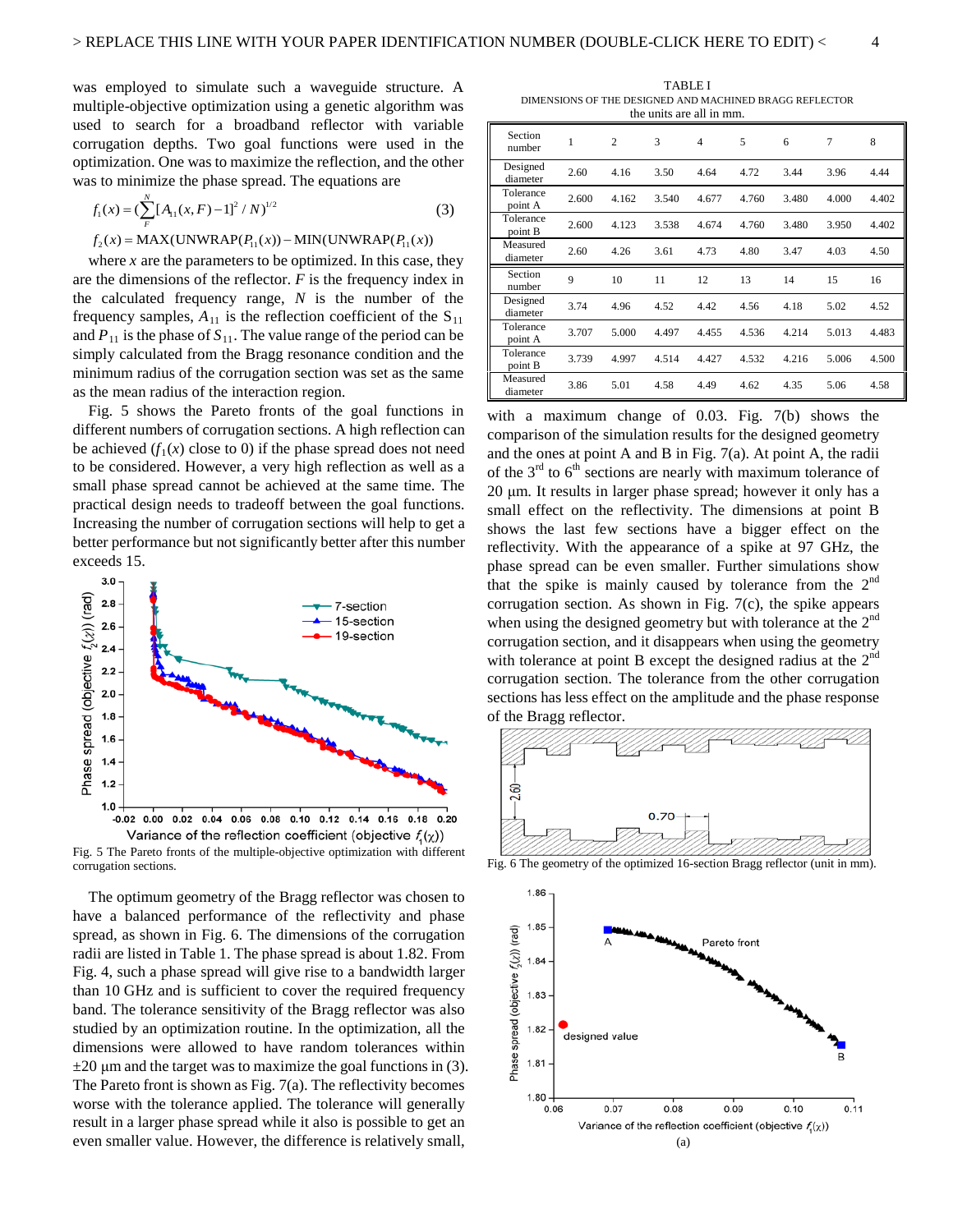was employed to simulate such a waveguide structure. A multiple-objective optimization using a genetic algorithm was used to search for a broadband reflector with variable corrugation depths. Two goal functions were used in the optimization. One was to maximize the reflection, and the other was to minimize the phase spread. The equations are

$$f_1(x) = \left(\sum_{F}^{N}[A_{11}(x,F)-1]^2 / N\right)^{1/2} \tag{3}$$

$$f_2(x) = \mathrm{MAX}(\mathrm{UNWRAP}(P_{11}(x))-\mathrm{MIN}(\mathrm{UNWRAP}(P_{11}(x))$$

where $x$ are the parameters to be optimized. In this case, they are the dimensions of the reflector. $F$ is the frequency index in the calculated frequency range, $N$ is the number of the frequency samples, $A_{11}$ is the reflection coefficient of the $S_{11}$ and $P_{11}$ is the phase of $S_{11}$. The value range of the period can be simply calculated from the Bragg resonance condition and the minimum radius of the corrugation section was set as the same as the mean radius of the interaction region.

Fig. 5 shows the Pareto fronts of the goal functions in different numbers of corrugation sections. A high reflection can be achieved ($f_1(x)$ close to 0) if the phase spread does not need to be considered. However, a very high reflection as well as a small phase spread cannot be achieved at the same time. The practical design needs to tradeoff between the goal functions. Increasing the number of corrugation sections will help to get a better performance but not significantly better after this number exceeds 15.

Fig. 5 The Pareto fronts of the multiple-objective optimization with different corrugation sections.

The optimum geometry of the Bragg reflector was chosen to have a balanced performance of the reflectivity and phase spread, as shown in Fig. 6. The dimensions of the corrugation radii are listed in Table 1. The phase spread is about 1.82. From Fig. 4, such a phase spread will give rise to a bandwidth larger than 10 GHz and is sufficient to cover the required frequency band. The tolerance sensitivity of the Bragg reflector was also studied by an optimization routine. In the optimization, all the dimensions were allowed to have random tolerances within ±20 μm and the target was to maximize the goal functions in (3). The Pareto front is shown as Fig. 7(a). The reflectivity becomes worse with the tolerance applied. The tolerance will generally result in a larger phase spread while it also is possible to get an even smaller value. However, the difference is relatively small,

TABLE I
DIMENSIONS OF THE DESIGNED AND MACHINED BRAGG REFLECTOR
the units are all in mm.

| Section number | 1 | 2 | 3 | 4 | 5 | 6 | 7 | 8 |
|---|---|---|---|---|---|---|---|---|
| Designed diameter | 2.60 | 4.16 | 3.50 | 4.64 | 4.72 | 3.44 | 3.96 | 4.44 |
| Tolerance point A | 2.600 | 4.162 | 3.540 | 4.677 | 4.760 | 3.480 | 4.000 | 4.402 |
| Tolerance point B | 2.600 | 4.123 | 3.538 | 4.674 | 4.760 | 3.480 | 3.950 | 4.402 |
| Measured diameter | 2.60 | 4.26 | 3.61 | 4.73 | 4.80 | 3.47 | 4.03 | 4.50 |
| Section number | 9 | 10 | 11 | 12 | 13 | 14 | 15 | 16 |
| Designed diameter | 3.74 | 4.96 | 4.52 | 4.42 | 4.56 | 4.18 | 5.02 | 4.52 |
| Tolerance point A | 3.707 | 5.000 | 4.497 | 4.455 | 4.536 | 4.214 | 5.013 | 4.483 |
| Tolerance point B | 3.739 | 4.997 | 4.514 | 4.427 | 4.532 | 4.216 | 5.006 | 4.500 |
| Measured diameter | 3.86 | 5.01 | 4.58 | 4.49 | 4.62 | 4.35 | 5.06 | 4.58 |

with a maximum change of 0.03. Fig. 7(b) shows the comparison of the simulation results for the designed geometry and the ones at point A and B in Fig. 7(a). At point A, the radii of the 3rd to 6th sections are nearly with maximum tolerance of 20 μm. It results in larger phase spread; however it only has a small effect on the reflectivity. The dimensions at point B shows the last few sections have a bigger effect on the reflectivity. With the appearance of a spike at 97 GHz, the phase spread can be even smaller. Further simulations show that the spike is mainly caused by tolerance from the 2nd corrugation section. As shown in Fig. 7(c), the spike appears when using the designed geometry but with tolerance at the 2nd corrugation section, and it disappears when using the geometry with tolerance at point B except the designed radius at the 2nd corrugation section. The tolerance from the other corrugation sections has less effect on the amplitude and the phase response of the Bragg reflector.

Fig. 6 The geometry of the optimized 16-section Bragg reflector (unit in mm).

(a)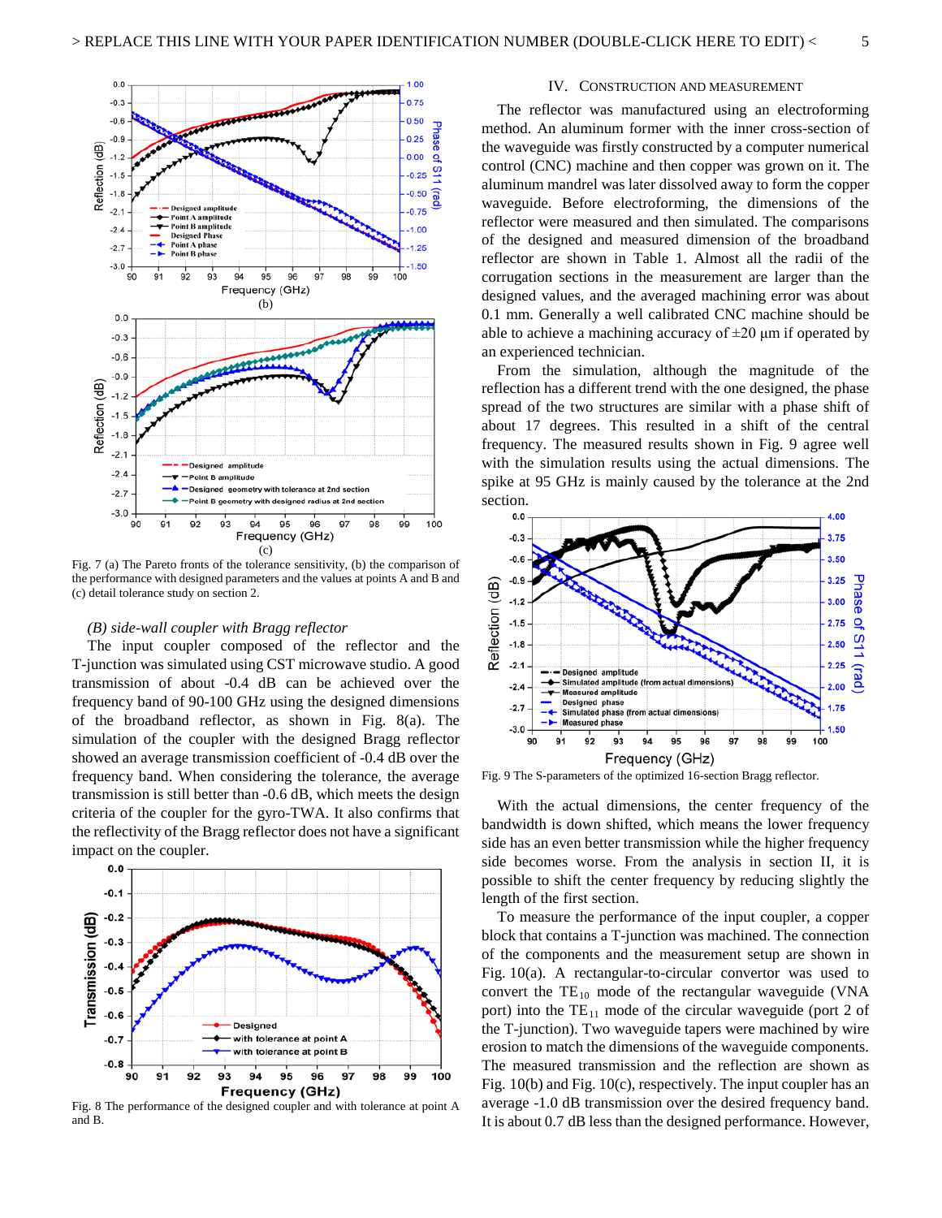Fig. 7 (a) The Pareto fronts of the tolerance sensitivity, (b) the comparison of the performance with designed parameters and the values at points A and B and (c) detail tolerance study on section 2.

### *(B) side-wall coupler with Bragg reflector*

The input coupler composed of the reflector and the T-junction was simulated using CST microwave studio. A good transmission of about -0.4 dB can be achieved over the frequency band of 90-100 GHz using the designed dimensions of the broadband reflector, as shown in Fig. 8(a). The simulation of the coupler with the designed Bragg reflector showed an average transmission coefficient of -0.4 dB over the frequency band. When considering the tolerance, the average transmission is still better than -0.6 dB, which meets the design criteria of the coupler for the gyro-TWA. It also confirms that the reflectivity of the Bragg reflector does not have a significant impact on the coupler.

Fig. 8 The performance of the designed coupler and with tolerance at point A and B.

## IV. Construction and Measurement

The reflector was manufactured using an electroforming method. An aluminum former with the inner cross-section of the waveguide was firstly constructed by a computer numerical control (CNC) machine and then copper was grown on it. The aluminum mandrel was later dissolved away to form the copper waveguide. Before electroforming, the dimensions of the reflector were measured and then simulated. The comparisons of the designed and measured dimension of the broadband reflector are shown in Table 1. Almost all the radii of the corrugation sections in the measurement are larger than the designed values, and the averaged machining error was about 0.1 mm. Generally a well calibrated CNC machine should be able to achieve a machining accuracy of ±20 μm if operated by an experienced technician.

From the simulation, although the magnitude of the reflection has a different trend with the one designed, the phase spread of the two structures are similar with a phase shift of about 17 degrees. This resulted in a shift of the central frequency. The measured results shown in Fig. 9 agree well with the simulation results using the actual dimensions. The spike at 95 GHz is mainly caused by the tolerance at the 2nd section.

Fig. 9 The S-parameters of the optimized 16-section Bragg reflector.

With the actual dimensions, the center frequency of the bandwidth is down shifted, which means the lower frequency side has an even better transmission while the higher frequency side becomes worse. From the analysis in section II, it is possible to shift the center frequency by reducing slightly the length of the first section.

To measure the performance of the input coupler, a copper block that contains a T-junction was machined. The connection of the components and the measurement setup are shown in Fig. 10(a). A rectangular-to-circular convertor was used to convert the $TE_{10}$ mode of the rectangular waveguide (VNA port) into the $TE_{11}$ mode of the circular waveguide (port 2 of the T-junction). Two waveguide tapers were machined by wire erosion to match the dimensions of the waveguide components. The measured transmission and the reflection are shown as Fig. 10(b) and Fig. 10(c), respectively. The input coupler has an average -1.0 dB transmission over the desired frequency band. It is about 0.7 dB less than the designed performance. However,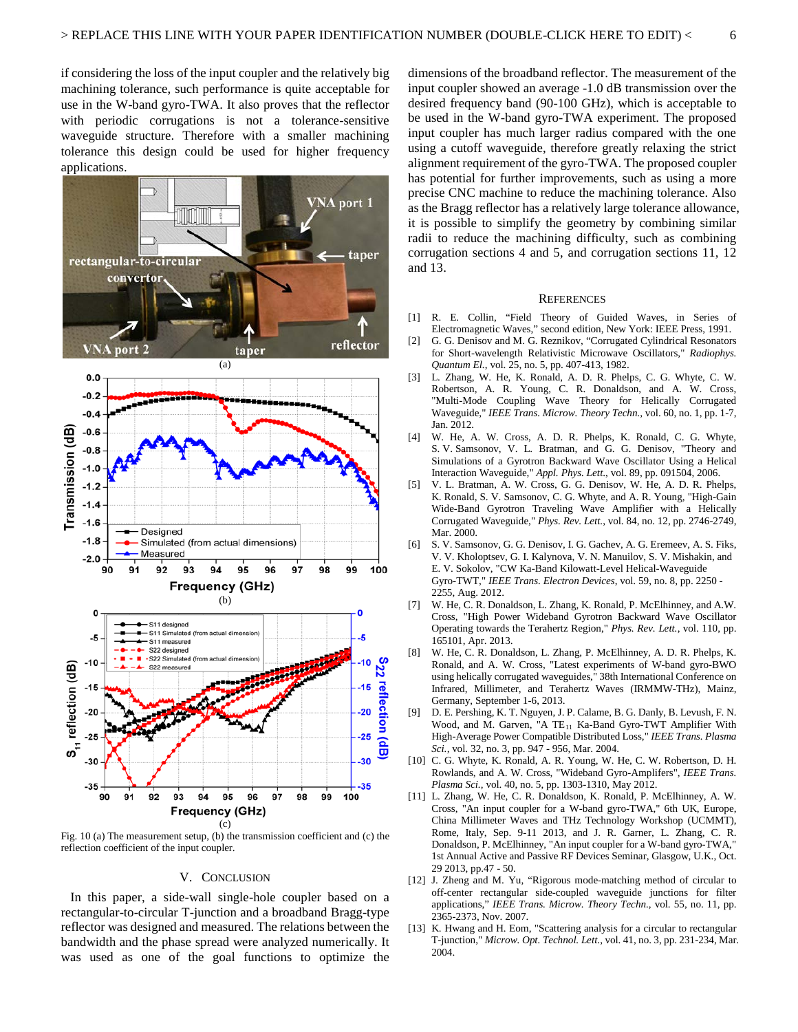if considering the loss of the input coupler and the relatively big machining tolerance, such performance is quite acceptable for use in the W-band gyro-TWA. It also proves that the reflector with periodic corrugations is not a tolerance-sensitive waveguide structure. Therefore with a smaller machining tolerance this design could be used for higher frequency applications.

Fig. 10 (a) The measurement setup, (b) the transmission coefficient and (c) the reflection coefficient of the input coupler.

## V. Conclusion

In this paper, a side-wall single-hole coupler based on a rectangular-to-circular T-junction and a broadband Bragg-type reflector was designed and measured. The relations between the bandwidth and the phase spread were analyzed numerically. It was used as one of the goal functions to optimize the dimensions of the broadband reflector. The measurement of the input coupler showed an average -1.0 dB transmission over the desired frequency band (90-100 GHz), which is acceptable to be used in the W-band gyro-TWA experiment. The proposed input coupler has much larger radius compared with the one using a cutoff waveguide, therefore greatly relaxing the strict alignment requirement of the gyro-TWA. The proposed coupler has potential for further improvements, such as using a more precise CNC machine to reduce the machining tolerance. Also as the Bragg reflector has a relatively large tolerance allowance, it is possible to simplify the geometry by combining similar radii to reduce the machining difficulty, such as combining corrugation sections 4 and 5, and corrugation sections 11, 12 and 13.

## References

[1] R. E. Collin, “Field Theory of Guided Waves, in Series of Electromagnetic Waves,” second edition, New York: IEEE Press, 1991.

[2] G. G. Denisov and M. G. Reznikov, "Corrugated Cylindrical Resonators for Short-wavelength Relativistic Microwave Oscillators," *Radiophys. Quantum El.*, vol. 25, no. 5, pp. 407-413, 1982.

[3] L. Zhang, W. He, K. Ronald, A. D. R. Phelps, C. G. Whyte, C. W. Robertson, A. R. Young, C. R. Donaldson, and A. W. Cross, "Multi-Mode Coupling Wave Theory for Helically Corrugated Waveguide," *IEEE Trans. Microw. Theory Techn.*, vol. 60, no. 1, pp. 1-7, Jan. 2012.

[4] W. He, A. W. Cross, A. D. R. Phelps, K. Ronald, C. G. Whyte, S. V. Samsonov, V. L. Bratman, and G. G. Denisov, "Theory and Simulations of a Gyrotron Backward Wave Oscillator Using a Helical Interaction Waveguide," *Appl. Phys. Lett.*, vol. 89, pp. 091504, 2006.

[5] V. L. Bratman, A. W. Cross, G. G. Denisov, W. He, A. D. R. Phelps, K. Ronald, S. V. Samsonov, C. G. Whyte, and A. R. Young, "High-Gain Wide-Band Gyrotron Traveling Wave Amplifier with a Helically Corrugated Waveguide," *Phys. Rev. Lett.*, vol. 84, no. 12, pp. 2746-2749, Mar. 2000.

[6] S. V. Samsonov, G. G. Denisov, I. G. Gachev, A. G. Eremeev, A. S. Fiks, V. V. Kholoptsev, G. I. Kalynova, V. N. Manuilov, S. V. Mishakin, and E. V. Sokolov, "CW Ka-Band Kilowatt-Level Helical-Waveguide Gyro-TWT," *IEEE Trans. Electron Devices*, vol. 59, no. 8, pp. 2250 - 2255, Aug. 2012.

[7] W. He, C. R. Donaldson, L. Zhang, K. Ronald, P. McElhinney, and A.W. Cross, "High Power Wideband Gyrotron Backward Wave Oscillator Operating towards the Terahertz Region," *Phys. Rev. Lett.*, vol. 110, pp. 165101, Apr. 2013.

[8] W. He, C. R. Donaldson, L. Zhang, P. McElhinney, A. D. R. Phelps, K. Ronald, and A. W. Cross, "Latest experiments of W-band gyro-BWO using helically corrugated waveguides," 38th International Conference on Infrared, Millimeter, and Terahertz Waves (IRMMW-THz), Mainz, Germany, September 1-6, 2013.

[9] D. E. Pershing, K. T. Nguyen, J. P. Calame, B. G. Danly, B. Levush, F. N. Wood, and M. Garven, "A $TE_{11}$ Ka-Band Gyro-TWT Amplifier With High-Average Power Compatible Distributed Loss," *IEEE Trans. Plasma Sci.*, vol. 32, no. 3, pp. 947 - 956, Mar. 2004.

[10] C. G. Whyte, K. Ronald, A. R. Young, W. He, C. W. Robertson, D. H. Rowlands, and A. W. Cross, "Wideband Gyro-Amplifers," *IEEE Trans. Plasma Sci.*, vol. 40, no. 5, pp. 1303-1310, May 2012.

[11] L. Zhang, W. He, C. R. Donaldson, K. Ronald, P. McElhinney, A. W. Cross, "An input coupler for a W-band gyro-TWA," 6th UK, Europe, China Millimeter Waves and THz Technology Workshop (UCMMT), Rome, Italy, Sep. 9-11 2013, and J. R. Garner, L. Zhang, C. R. Donaldson, P. McElhinney, "An input coupler for a W-band gyro-TWA," 1st Annual Active and Passive RF Devices Seminar, Glasgow, U.K., Oct. 29 2013, pp.47 - 50.

[12] J. Zheng and M. Yu, "Rigorous mode-matching method of circular to off-center rectangular side-coupled waveguide junctions for filter applications," *IEEE Trans. Microw. Theory Techn.*, vol. 55, no. 11, pp. 2365-2373, Nov. 2007.

[13] K. Hwang and H. Eom, "Scattering analysis for a circular to rectangular T-junction," *Microw. Opt. Technol. Lett.*, vol. 41, no. 3, pp. 231-234, Mar. 2004.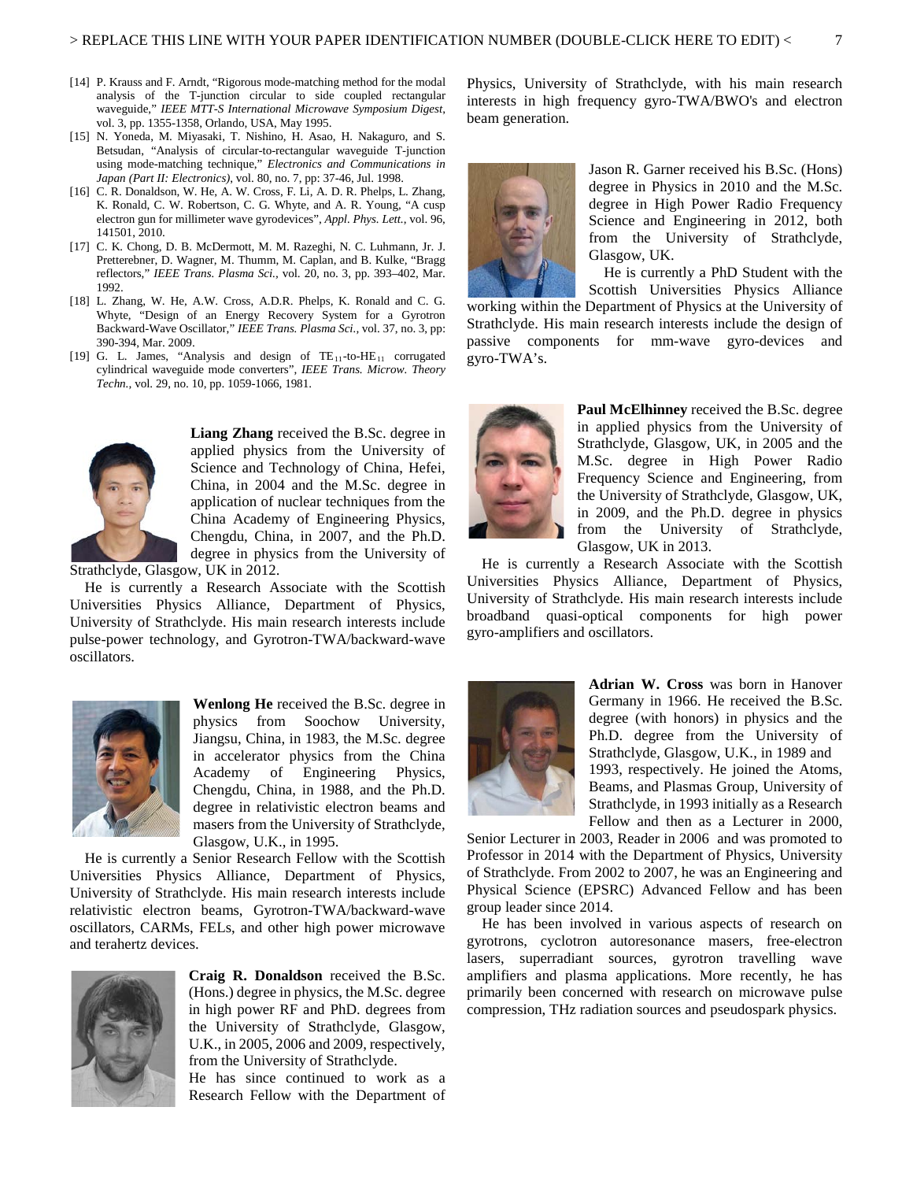[14] P. Krauss and F. Arndt, "Rigorous mode-matching method for the modal analysis of the T-junction circular to side coupled rectangular waveguide," *IEEE MTT-S International Microwave Symposium Digest*, vol. 3, pp. 1355-1358, Orlando, USA, May 1995.

[15] N. Yoneda, M. Miyasaki, T. Nishino, H. Asao, H. Nakaguro, and S. Betsudan, "Analysis of circular-to-rectangular waveguide T-junction using mode-matching technique," *Electronics and Communications in Japan (Part II: Electronics)*, vol. 80, no. 7, pp: 37-46, Jul. 1998.

[16] C. R. Donaldson, W. He, A. W. Cross, F. Li, A. D. R. Phelps, L. Zhang, K. Ronald, C. W. Robertson, C. G. Whyte, and A. R. Young, "A cusp electron gun for millimeter wave gyrodevices", *Appl. Phys. Lett.*, vol. 96, 141501, 2010.

[17] C. K. Chong, D. B. McDermott, M. M. Razeghi, N. C. Luhmann, Jr. J. Pretterebner, D. Wagner, M. Thumm, M. Caplan, and B. Kulke, "Bragg reflectors," *IEEE Trans. Plasma Sci.*, vol. 20, no. 3, pp. 393–402, Mar. 1992.

[18] L. Zhang, W. He, A.W. Cross, A.D.R. Phelps, K. Ronald and C. G. Whyte, "Design of an Energy Recovery System for a Gyrotron Backward-Wave Oscillator," *IEEE Trans. Plasma Sci.*, vol. 37, no. 3, pp: 390-394, Mar. 2009.

[19] G. L. James, "Analysis and design of $TE_{11}$-to-$HE_{11}$ corrugated cylindrical waveguide mode converters", *IEEE Trans. Microw. Theory Techn.*, vol. 29, no. 10, pp. 1059-1066, 1981.

**Liang Zhang** received the B.Sc. degree in applied physics from the University of Science and Technology of China, Hefei, China, in 2004 and the M.Sc. degree in application of nuclear techniques from the China Academy of Engineering Physics, Chengdu, China, in 2007, and the Ph.D. degree in physics from the University of Strathclyde, Glasgow, UK in 2012.

He is currently a Research Associate with the Scottish Universities Physics Alliance, Department of Physics, University of Strathclyde. His main research interests include pulse-power technology, and Gyrotron-TWA/backward-wave oscillators.

**Wenlong He** received the B.Sc. degree in physics from Soochow University, Jiangsu, China, in 1983, the M.Sc. degree in accelerator physics from the China Academy of Engineering Physics, Chengdu, China, in 1988, and the Ph.D. degree in relativistic electron beams and masers from the University of Strathclyde, Glasgow, U.K., in 1995.

He is currently a Senior Research Fellow with the Scottish Universities Physics Alliance, Department of Physics, University of Strathclyde. His main research interests include relativistic electron beams, Gyrotron-TWA/backward-wave oscillators, CARMs, FELs, and other high power microwave and terahertz devices.

**Craig R. Donaldson** received the B.Sc. (Hons.) degree in physics, the M.Sc. degree in high power RF and PhD. degrees from the University of Strathclyde, Glasgow, U.K., in 2005, 2006 and 2009, respectively, from the University of Strathclyde.
He has since continued to work as a Research Fellow with the Department of Physics, University of Strathclyde, with his main research interests in high frequency gyro-TWA/BWO's and electron beam generation.

Jason R. Garner received his B.Sc. (Hons) degree in Physics in 2010 and the M.Sc. degree in High Power Radio Frequency Science and Engineering in 2012, both from the University of Strathclyde, Glasgow, UK.

He is currently a PhD Student with the Scottish Universities Physics Alliance working within the Department of Physics at the University of Strathclyde. His main research interests include the design of passive components for mm-wave gyro-devices and gyro-TWA's.

**Paul McElhinney** received the B.Sc. degree in applied physics from the University of Strathclyde, Glasgow, UK, in 2005 and the M.Sc. degree in High Power Radio Frequency Science and Engineering, from the University of Strathclyde, Glasgow, UK, in 2009, and the Ph.D. degree in physics from the University of Strathclyde, Glasgow, UK in 2013.

He is currently a Research Associate with the Scottish Universities Physics Alliance, Department of Physics, University of Strathclyde. His main research interests include broadband quasi-optical components for high power gyro-amplifiers and oscillators.

**Adrian W. Cross** was born in Hanover Germany in 1966. He received the B.Sc. degree (with honors) in physics and the Ph.D. degree from the University of Strathclyde, Glasgow, U.K., in 1989 and 1993, respectively. He joined the Atoms, Beams, and Plasmas Group, University of Strathclyde, in 1993 initially as a Research Fellow and then as a Lecturer in 2000, Senior Lecturer in 2003, Reader in 2006 and was promoted to Professor in 2014 with the Department of Physics, University of Strathclyde. From 2002 to 2007, he was an Engineering and Physical Science (EPSRC) Advanced Fellow and has been group leader since 2014.

He has been involved in various aspects of research on gyrotrons, cyclotron autoresonance masers, free-electron lasers, superradiant sources, gyrotron travelling wave amplifiers and plasma applications. More recently, he has primarily been concerned with research on microwave pulse compression, THz radiation sources and pseudospark physics.